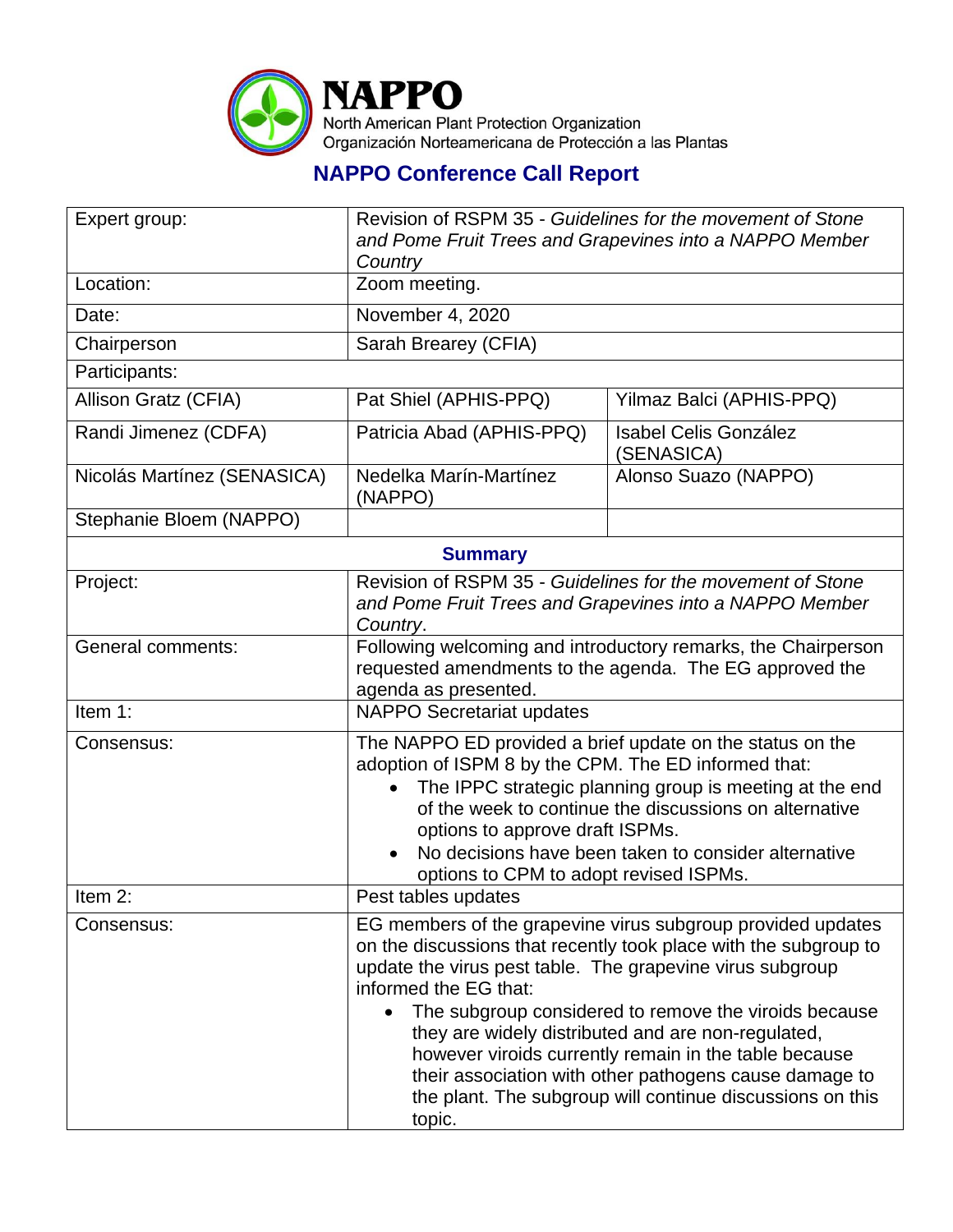# NAPPO

North American Plant Protection Organization
Organización Norteamericana de Protección a las Plantas

## NAPPO Conference Call Report

| Expert group: | Revision of RSPM 35 - *Guidelines for the movement of Stone and Pome Fruit Trees and Grapevines into a NAPPO Member Country* | |
|---|---|---|
| Location: | Zoom meeting. | |
| Date: | November 4, 2020 | |
| Chairperson | Sarah Brearey (CFIA) | |
| Participants: | | |
| Allison Gratz (CFIA) | Pat Shiel (APHIS-PPQ) | Yilmaz Balci (APHIS-PPQ) |
| Randi Jimenez (CDFA) | Patricia Abad (APHIS-PPQ) | Isabel Celis González (SENASICA) |
| Nicolás Martínez (SENASICA) | Nedelka Marín-Martínez (NAPPO) | Alonso Suazo (NAPPO) |
| Stephanie Bloem (NAPPO) | | |
| **Summary** | | |
| Project: | Revision of RSPM 35 - *Guidelines for the movement of Stone and Pome Fruit Trees and Grapevines into a NAPPO Member Country*. | |
| General comments: | Following welcoming and introductory remarks, the Chairperson requested amendments to the agenda. The EG approved the agenda as presented. | |
| Item 1: | NAPPO Secretariat updates | |
| Consensus: | The NAPPO ED provided a brief update on the status on the adoption of ISPM 8 by the CPM. The ED informed that:<br>• The IPPC strategic planning group is meeting at the end of the week to continue the discussions on alternative options to approve draft ISPMs.<br>• No decisions have been taken to consider alternative options to CPM to adopt revised ISPMs. | |
| Item 2: | Pest tables updates | |
| Consensus: | EG members of the grapevine virus subgroup provided updates on the discussions that recently took place with the subgroup to update the virus pest table. The grapevine virus subgroup informed the EG that:<br>• The subgroup considered to remove the viroids because they are widely distributed and are non-regulated, however viroids currently remain in the table because their association with other pathogens cause damage to the plant. The subgroup will continue discussions on this topic. | |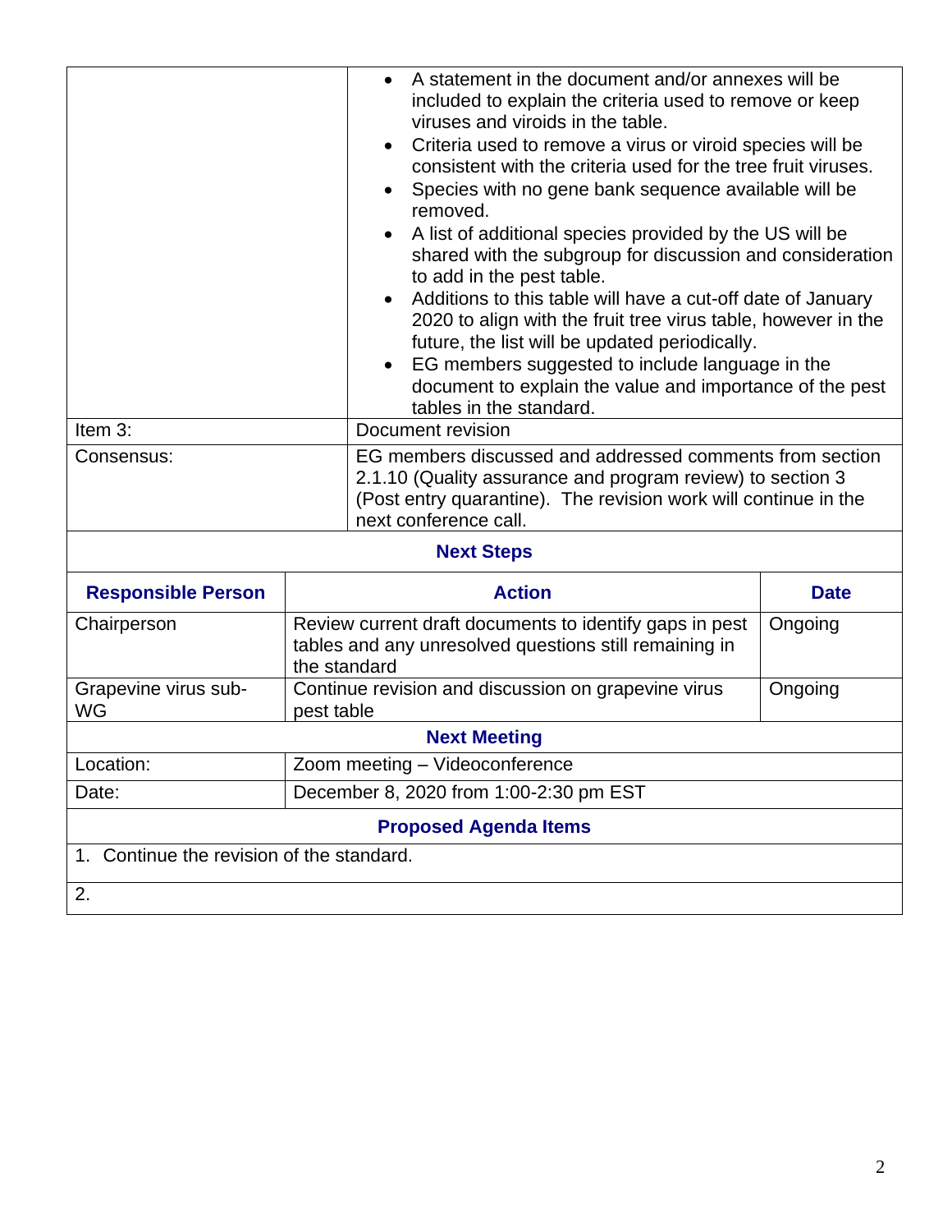| | |
|---|---|
| | • A statement in the document and/or annexes will be included to explain the criteria used to remove or keep viruses and viroids in the table.<br>• Criteria used to remove a virus or viroid species will be consistent with the criteria used for the tree fruit viruses.<br>• Species with no gene bank sequence available will be removed.<br>• A list of additional species provided by the US will be shared with the subgroup for discussion and consideration to add in the pest table.<br>• Additions to this table will have a cut-off date of January 2020 to align with the fruit tree virus table, however in the future, the list will be updated periodically.<br>• EG members suggested to include language in the document to explain the value and importance of the pest tables in the standard. |
| Item 3: | Document revision |
| Consensus: | EG members discussed and addressed comments from section 2.1.10 (Quality assurance and program review) to section 3 (Post entry quarantine). The revision work will continue in the next conference call. |

**Next Steps**

| Responsible Person | Action | Date |
|---|---|---|
| Chairperson | Review current draft documents to identify gaps in pest tables and any unresolved questions still remaining in the standard | Ongoing |
| Grapevine virus sub-WG | Continue revision and discussion on grapevine virus pest table | Ongoing |

**Next Meeting**

| | |
|---|---|
| Location: | Zoom meeting – Videoconference |
| Date: | December 8, 2020 from 1:00-2:30 pm EST |

**Proposed Agenda Items**

1. Continue the revision of the standard.
2.